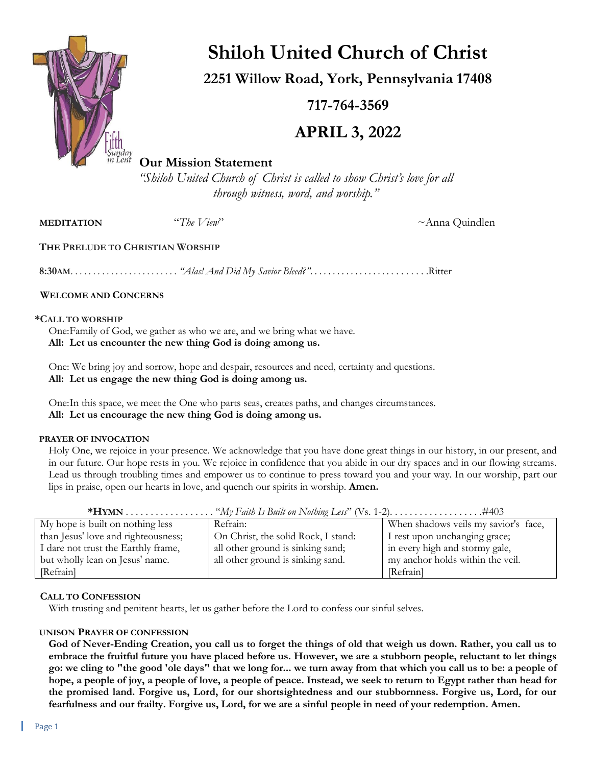# Shiloh United Church of Christ

## 2251 Willow Road, York, Pennsylvania 17408

## 717-764-3569

## APRIL 3, 2022

### Our Mission Statement

*"Shiloh United Church of Christ is called to show Christ's love for all through witness, word, and worship."*

**MEDITATION** "*The View*" ~Anna Quindlen

**THE PRELUDE TO CHRISTIAN WORSHIP**

**8:30AM**. . . . . . . . . . . . . . . . . . . . . . . *"Alas! And Did My Savior Bleed?"*. . . . . . . . . . . . . . . . . . . . . . . . .Ritter

**WELCOME AND CONCERNS**

**\*CALL TO WORSHIP**

One:Family of God, we gather as who we are, and we bring what we have.
**All: Let us encounter the new thing God is doing among us.**

One: We bring joy and sorrow, hope and despair, resources and need, certainty and questions.
**All: Let us engage the new thing God is doing among us.**

One:In this space, we meet the One who parts seas, creates paths, and changes circumstances.
**All: Let us encourage the new thing God is doing among us.**

**PRAYER OF INVOCATION**

Holy One, we rejoice in your presence. We acknowledge that you have done great things in our history, in our present, and in our future. Our hope rests in you. We rejoice in confidence that you abide in our dry spaces and in our flowing streams. Lead us through troubling times and empower us to continue to press toward you and your way. In our worship, part our lips in praise, open our hearts in love, and quench our spirits in worship. **Amen.**

**\*HYMN** . . . . . . . . . . . . . . . . . . "*My Faith Is Built on Nothing Less*" (Vs. 1-2). . . . . . . . . . . . . . . . . . .#403

| | | |
|---|---|---|
| My hope is built on nothing less<br>than Jesus' love and righteousness;<br>I dare not trust the Earthly frame,<br>but wholly lean on Jesus' name.<br>[Refrain] | Refrain:<br>On Christ, the solid Rock, I stand:<br>all other ground is sinking sand;<br>all other ground is sinking sand. | When shadows veils my savior's face,<br>I rest upon unchanging grace;<br>in every high and stormy gale,<br>my anchor holds within the veil.<br>[Refrain] |

**CALL TO CONFESSION**

With trusting and penitent hearts, let us gather before the Lord to confess our sinful selves.

**UNISON PRAYER OF CONFESSION**

**God of Never-Ending Creation, you call us to forget the things of old that weigh us down. Rather, you call us to embrace the fruitful future you have placed before us. However, we are a stubborn people, reluctant to let things go: we cling to "the good 'ole days" that we long for... we turn away from that which you call us to be: a people of hope, a people of joy, a people of love, a people of peace. Instead, we seek to return to Egypt rather than head for the promised land. Forgive us, Lord, for our shortsightedness and our stubbornness. Forgive us, Lord, for our fearfulness and our frailty. Forgive us, Lord, for we are a sinful people in need of your redemption. Amen.**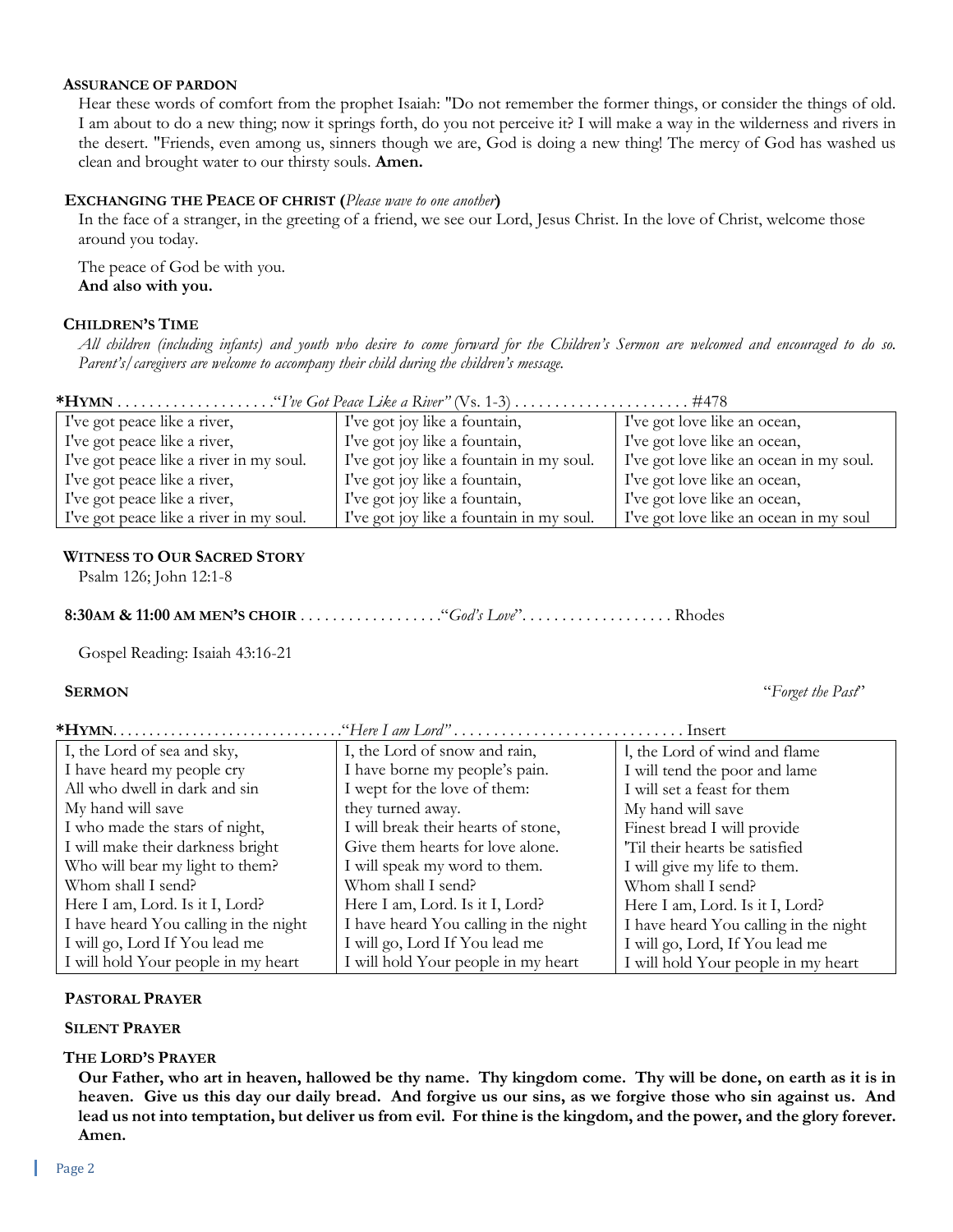**ASSURANCE OF PARDON**

Hear these words of comfort from the prophet Isaiah: "Do not remember the former things, or consider the things of old. I am about to do a new thing; now it springs forth, do you not perceive it? I will make a way in the wilderness and rivers in the desert. "Friends, even among us, sinners though we are, God is doing a new thing! The mercy of God has washed us clean and brought water to our thirsty souls. **Amen.**

**EXCHANGING THE PEACE OF CHRIST (***Please wave to one another***)**

In the face of a stranger, in the greeting of a friend, we see our Lord, Jesus Christ. In the love of Christ, welcome those around you today.

The peace of God be with you.
**And also with you.**

**CHILDREN'S TIME**

*All children (including infants) and youth who desire to come forward for the Children's Sermon are welcomed and encouraged to do so. Parent's/caregivers are welcome to accompany their child during the children's message.*

**\*HYMN** . . . . . . . . . . . . . . . . . . . ."*I've Got Peace Like a River"* (Vs. 1-3) . . . . . . . . . . . . . . . . . . . . . . #478

| | | |
|---|---|---|
| I've got peace like a river, | I've got joy like a fountain, | I've got love like an ocean, |
| I've got peace like a river, | I've got joy like a fountain, | I've got love like an ocean, |
| I've got peace like a river in my soul. | I've got joy like a fountain in my soul. | I've got love like an ocean in my soul. |
| I've got peace like a river, | I've got joy like a fountain, | I've got love like an ocean, |
| I've got peace like a river, | I've got joy like a fountain, | I've got love like an ocean, |
| I've got peace like a river in my soul. | I've got joy like a fountain in my soul. | I've got love like an ocean in my soul |

**WITNESS TO OUR SACRED STORY**

Psalm 126; John 12:1-8

**8:30AM & 11:00 AM MEN'S CHOIR** . . . . . . . . . . . . . . . . . ."*God's Love*". . . . . . . . . . . . . . . . . . . Rhodes

Gospel Reading: Isaiah 43:16-21

**SERMON** "*Forget the Past*"

**\*HYMN**. . . . . . . . . . . . . . . . . . . . . . . . . . . . . . ."*Here I am Lord"* . . . . . . . . . . . . . . . . . . . . . . . . . . . . Insert

| | | |
|---|---|---|
| I, the Lord of sea and sky, | I, the Lord of snow and rain, | I, the Lord of wind and flame |
| I have heard my people cry | I have borne my people's pain. | I will tend the poor and lame |
| All who dwell in dark and sin | I wept for the love of them: | I will set a feast for them |
| My hand will save | they turned away. | My hand will save |
| I who made the stars of night, | I will break their hearts of stone, | Finest bread I will provide |
| I will make their darkness bright | Give them hearts for love alone. | 'Til their hearts be satisfied |
| Who will bear my light to them? | I will speak my word to them. | I will give my life to them. |
| Whom shall I send? | Whom shall I send? | Whom shall I send? |
| Here I am, Lord. Is it I, Lord? | Here I am, Lord. Is it I, Lord? | Here I am, Lord. Is it I, Lord? |
| I have heard You calling in the night | I have heard You calling in the night | I have heard You calling in the night |
| I will go, Lord If You lead me | I will go, Lord If You lead me | I will go, Lord, If You lead me |
| I will hold Your people in my heart | I will hold Your people in my heart | I will hold Your people in my heart |

**PASTORAL PRAYER**

**SILENT PRAYER**

**THE LORD'S PRAYER**

**Our Father, who art in heaven, hallowed be thy name. Thy kingdom come. Thy will be done, on earth as it is in heaven. Give us this day our daily bread. And forgive us our sins, as we forgive those who sin against us. And lead us not into temptation, but deliver us from evil. For thine is the kingdom, and the power, and the glory forever. Amen.**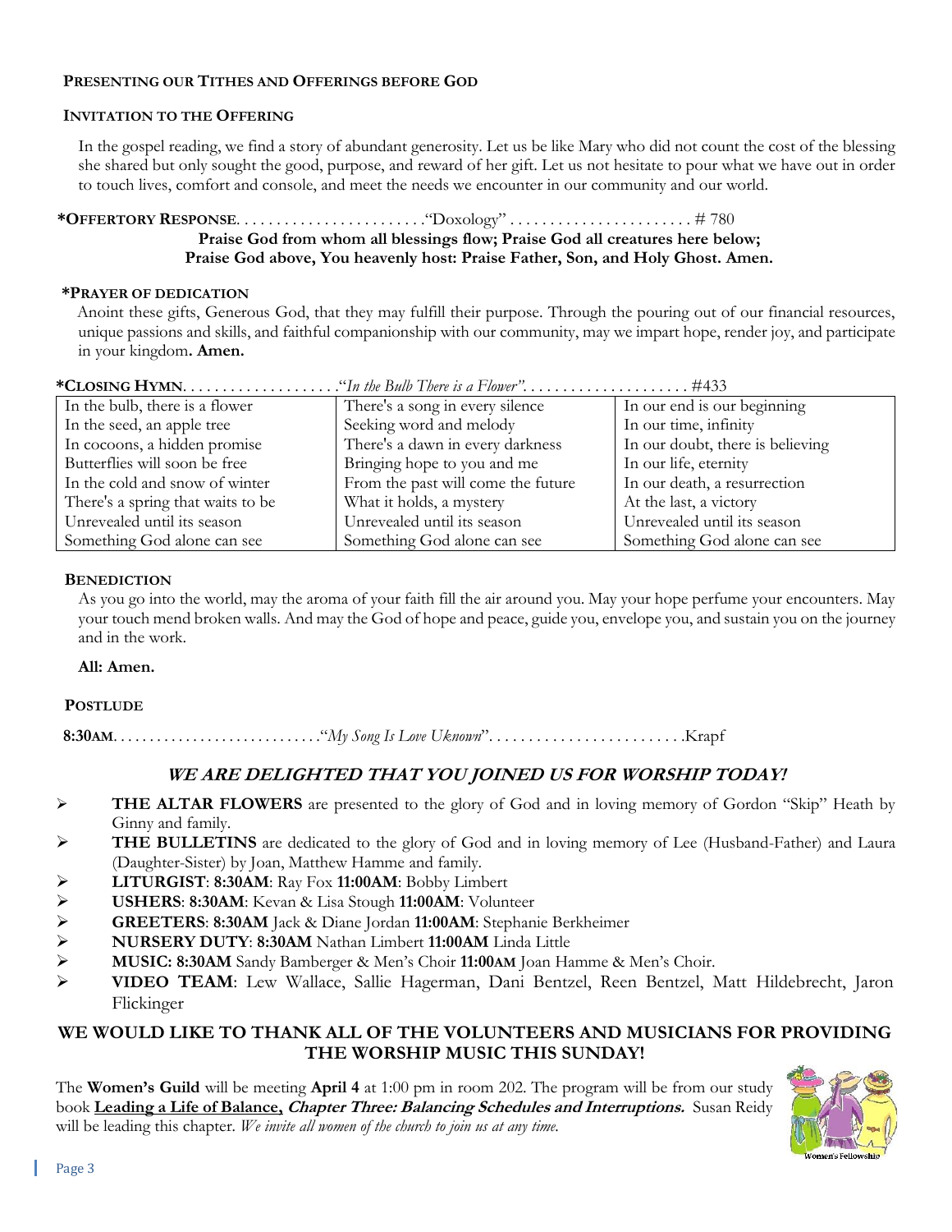**PRESENTING OUR TITHES AND OFFERINGS BEFORE GOD**

**INVITATION TO THE OFFERING**

In the gospel reading, we find a story of abundant generosity. Let us be like Mary who did not count the cost of the blessing she shared but only sought the good, purpose, and reward of her gift. Let us not hesitate to pour what we have out in order to touch lives, comfort and console, and meet the needs we encounter in our community and our world.

***OFFERTORY RESPONSE**. . . . . . . . . . . . . . . . . . . . . . . .“Doxology” . . . . . . . . . . . . . . . . . . . . . . . # 780

**Praise God from whom all blessings flow; Praise God all creatures here below;**
**Praise God above, You heavenly host: Praise Father, Son, and Holy Ghost. Amen.**

***PRAYER OF DEDICATION**

Anoint these gifts, Generous God, that they may fulfill their purpose. Through the pouring out of our financial resources, unique passions and skills, and faithful companionship with our community, may we impart hope, render joy, and participate in your kingdom**. Amen.**

***CLOSING HYMN**. . . . . . . . . . . . . . . . . . . .“*In the Bulb There is a Flower”*. . . . . . . . . . . . . . . . . . . . . #433

| | | |
|---|---|---|
| In the bulb, there is a flower | There's a song in every silence | In our end is our beginning |
| In the seed, an apple tree | Seeking word and melody | In our time, infinity |
| In cocoons, a hidden promise | There's a dawn in every darkness | In our doubt, there is believing |
| Butterflies will soon be free | Bringing hope to you and me | In our life, eternity |
| In the cold and snow of winter | From the past will come the future | In our death, a resurrection |
| There's a spring that waits to be | What it holds, a mystery | At the last, a victory |
| Unrevealed until its season | Unrevealed until its season | Unrevealed until its season |
| Something God alone can see | Something God alone can see | Something God alone can see |

**BENEDICTION**

As you go into the world, may the aroma of your faith fill the air around you. May your hope perfume your encounters. May your touch mend broken walls. And may the God of hope and peace, guide you, envelope you, and sustain you on the journey and in the work.

**All: Amen.**

**POSTLUDE**

**8:30AM**. . . . . . . . . . . . . . . . . . . . . . . . . . . .“*My Song Is Love Uknown*”. . . . . . . . . . . . . . . . . . . . . . . . .Krapf

## *WE ARE DELIGHTED THAT YOU JOINED US FOR WORSHIP TODAY!*

- **THE ALTAR FLOWERS** are presented to the glory of God and in loving memory of Gordon “Skip” Heath by Ginny and family.
- **THE BULLETINS** are dedicated to the glory of God and in loving memory of Lee (Husband-Father) and Laura (Daughter-Sister) by Joan, Matthew Hamme and family.
- **LITURGIST**: **8:30AM**: Ray Fox **11:00AM**: Bobby Limbert
- **USHERS**: **8:30AM**: Kevan & Lisa Stough **11:00AM**: Volunteer
- **GREETERS**: **8:30AM** Jack & Diane Jordan **11:00AM**: Stephanie Berkheimer
- **NURSERY DUTY**: **8:30AM** Nathan Limbert **11:00AM** Linda Little
- **MUSIC: 8:30AM** Sandy Bamberger & Men's Choir **11:00AM** Joan Hamme & Men's Choir.
- **VIDEO TEAM**: Lew Wallace, Sallie Hagerman, Dani Bentzel, Reen Bentzel, Matt Hildebrecht, Jaron Flickinger

## WE WOULD LIKE TO THANK ALL OF THE VOLUNTEERS AND MUSICIANS FOR PROVIDING THE WORSHIP MUSIC THIS SUNDAY!

The **Women's Guild** will be meeting **April 4** at 1:00 pm in room 202. The program will be from our study book **Leading a Life of Balance, *Chapter Three: Balancing Schedules and Interruptions.*** Susan Reidy will be leading this chapter. *We invite all women of the church to join us at any time.*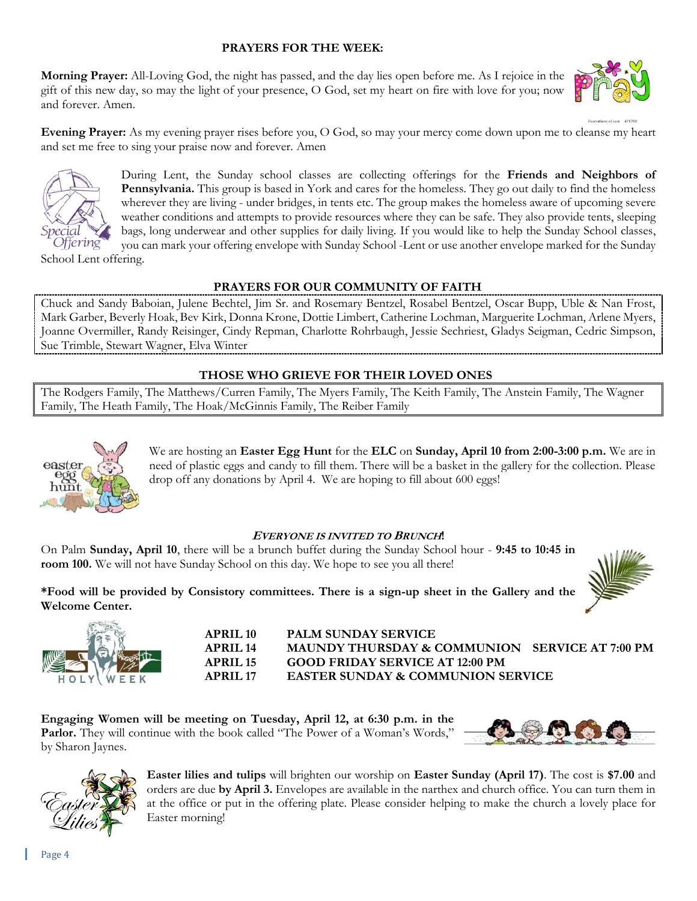## PRAYERS FOR THE WEEK:

**Morning Prayer:** All-Loving God, the night has passed, and the day lies open before me. As I rejoice in the gift of this new day, so may the light of your presence, O God, set my heart on fire with love for you; now and forever. Amen.

**Evening Prayer:** As my evening prayer rises before you, O God, so may your mercy come down upon me to cleanse my heart and set me free to sing your praise now and forever. Amen

During Lent, the Sunday school classes are collecting offerings for the **Friends and Neighbors of Pennsylvania.** This group is based in York and cares for the homeless. They go out daily to find the homeless wherever they are living - under bridges, in tents etc. The group makes the homeless aware of upcoming severe weather conditions and attempts to provide resources where they can be safe. They also provide tents, sleeping bags, long underwear and other supplies for daily living. If you would like to help the Sunday School classes, you can mark your offering envelope with Sunday School -Lent or use another envelope marked for the Sunday School Lent offering.

## PRAYERS FOR OUR COMMUNITY OF FAITH

Chuck and Sandy Baboian, Julene Bechtel, Jim Sr. and Rosemary Bentzel, Rosabel Bentzel, Oscar Bupp, Uble & Nan Frost, Mark Garber, Beverly Hoak, Bev Kirk, Donna Krone, Dottie Limbert, Catherine Lochman, Marguerite Lochman, Arlene Myers, Joanne Overmiller, Randy Reisinger, Cindy Repman, Charlotte Rohrbaugh, Jessie Sechriest, Gladys Seigman, Cedric Simpson, Sue Trimble, Stewart Wagner, Elva Winter

## THOSE WHO GRIEVE FOR THEIR LOVED ONES

The Rodgers Family, The Matthews/Curren Family, The Myers Family, The Keith Family, The Anstein Family, The Wagner Family, The Heath Family, The Hoak/McGinnis Family, The Reiber Family

We are hosting an **Easter Egg Hunt** for the **ELC** on **Sunday, April 10 from 2:00-3:00 p.m.** We are in need of plastic eggs and candy to fill them. There will be a basket in the gallery for the collection. Please drop off any donations by April 4. We are hoping to fill about 600 eggs!

### *EVERYONE IS INVITED TO BRUNCH!*

On Palm **Sunday, April 10**, there will be a brunch buffet during the Sunday School hour - **9:45 to 10:45 in room 100.** We will not have Sunday School on this day. We hope to see you all there!

**\*Food will be provided by Consistory committees. There is a sign-up sheet in the Gallery and the Welcome Center.**

| | |
|---|---|
| **APRIL 10** | **PALM SUNDAY SERVICE** |
| **APRIL 14** | **MAUNDY THURSDAY & COMMUNION SERVICE AT 7:00 PM** |
| **APRIL 15** | **GOOD FRIDAY SERVICE AT 12:00 PM** |
| **APRIL 17** | **EASTER SUNDAY & COMMUNION SERVICE** |

**Engaging Women will be meeting on Tuesday, April 12, at 6:30 p.m. in the Parlor.** They will continue with the book called "The Power of a Woman's Words," by Sharon Jaynes.

**Easter lilies and tulips** will brighten our worship on **Easter Sunday (April 17)**. The cost is **$7.00** and orders are due **by April 3.** Envelopes are available in the narthex and church office. You can turn them in at the office or put in the offering plate. Please consider helping to make the church a lovely place for Easter morning!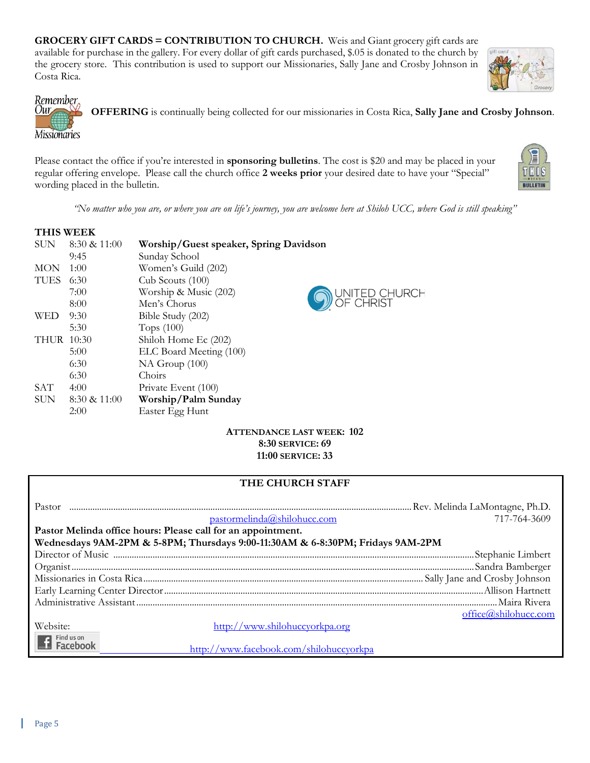**GROCERY GIFT CARDS = CONTRIBUTION TO CHURCH.** Weis and Giant grocery gift cards are available for purchase in the gallery. For every dollar of gift cards purchased, $.05 is donated to the church by the grocery store. This contribution is used to support our Missionaries, Sally Jane and Crosby Johnson in Costa Rica.

Remember Our Missionaries

**OFFERING** is continually being collected for our missionaries in Costa Rica, **Sally Jane and Crosby Johnson**.

Please contact the office if you're interested in **sponsoring bulletins**. The cost is $20 and may be placed in your regular offering envelope. Please call the church office **2 weeks prior** your desired date to have your "Special" wording placed in the bulletin.

*"No matter who you are, or where you are on life's journey, you are welcome here at Shiloh UCC, where God is still speaking"*

**THIS WEEK**

| | | |
|---|---|---|
| SUN | 8:30 & 11:00 | **Worship/Guest speaker, Spring Davidson** |
| | 9:45 | Sunday School |
| MON | 1:00 | Women's Guild (202) |
| TUES | 6:30 | Cub Scouts (100) |
| | 7:00 | Worship & Music (202) |
| | 8:00 | Men's Chorus |
| WED | 9:30 | Bible Study (202) |
| | 5:30 | Tops (100) |
| THUR | 10:30 | Shiloh Home Ec (202) |
| | 5:00 | ELC Board Meeting (100) |
| | 6:30 | NA Group (100) |
| | 6:30 | Choirs |
| SAT | 4:00 | Private Event (100) |
| SUN | 8:30 & 11:00 | **Worship/Palm Sunday** |
| | 2:00 | Easter Egg Hunt |

UNITED CHURCH OF CHRIST

**ATTENDANCE LAST WEEK: 102**
**8:30 SERVICE: 69**
**11:00 SERVICE: 33**

**THE CHURCH STAFF**

Pastor ........ Rev. Melinda LaMontagne, Ph.D.
pastormelinda@shilohucc.com 717-764-3609

**Pastor Melinda office hours: Please call for an appointment.**
**Wednesdays 9AM-2PM & 5-8PM; Thursdays 9:00-11:30AM & 6-8:30PM; Fridays 9AM-2PM**

Director of Music ........ Stephanie Limbert
Organist ........ Sandra Bamberger
Missionaries in Costa Rica ........ Sally Jane and Crosby Johnson
Early Learning Center Director ........ Allison Hartnett
Administrative Assistant ........ Maira Rivera
office@shilohucc.com

Website: http://www.shilohuccyorkpa.org

Find us on Facebook http://www.facebook.com/shilohuccyorkpa